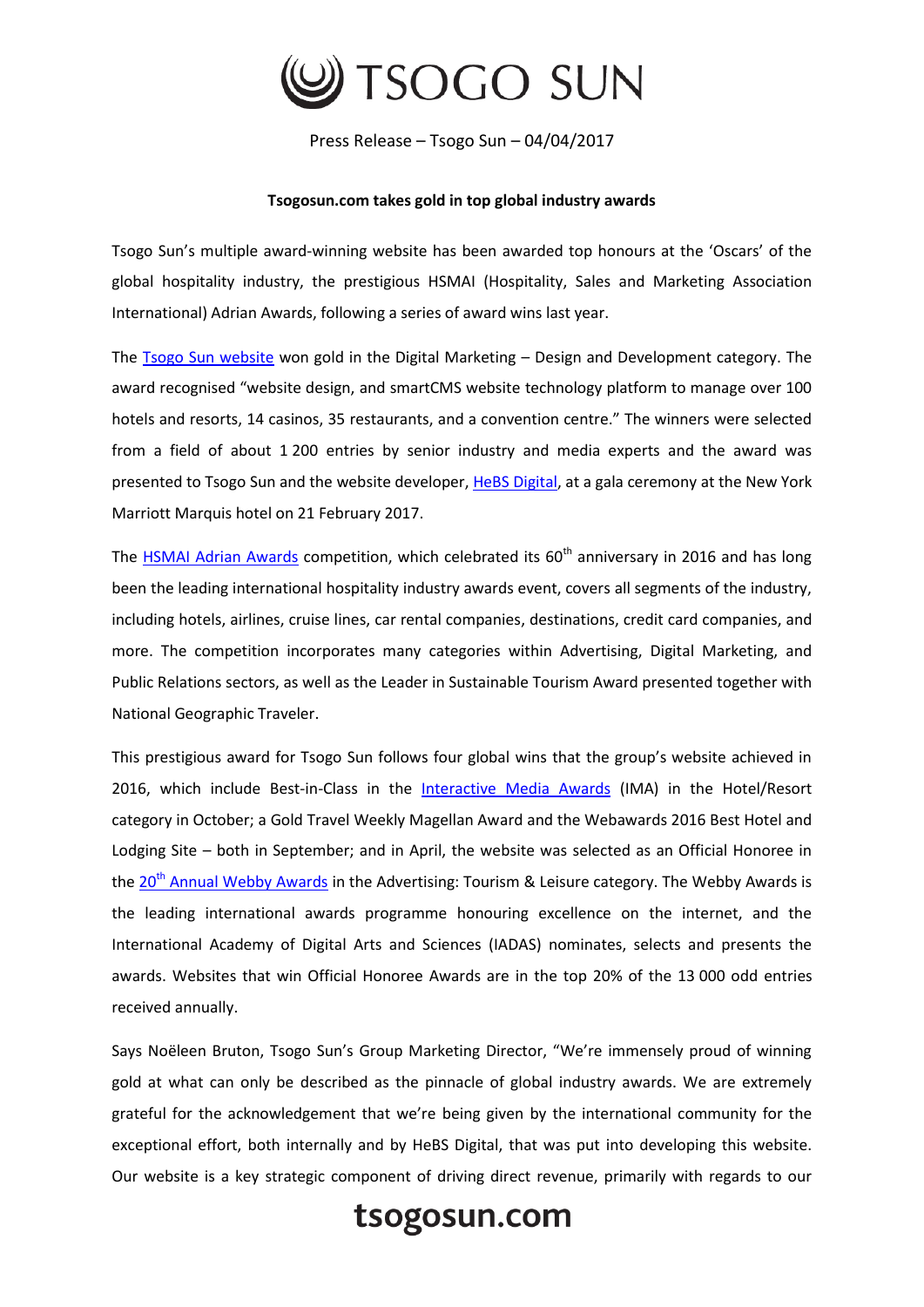# TSOGO SUN

Press Release – Tsogo Sun – 04/04/2017

**Tsogosun.com takes gold in top global industry awards**

Tsogo Sun's multiple award-winning website has been awarded top honours at the 'Oscars' of the global hospitality industry, the prestigious HSMAI (Hospitality, Sales and Marketing Association International) Adrian Awards, following a series of award wins last year.

The Tsogo Sun website won gold in the Digital Marketing – Design and Development category. The award recognised "website design, and smartCMS website technology platform to manage over 100 hotels and resorts, 14 casinos, 35 restaurants, and a convention centre." The winners were selected from a field of about 1 200 entries by senior industry and media experts and the award was presented to Tsogo Sun and the website developer, HeBS Digital, at a gala ceremony at the New York Marriott Marquis hotel on 21 February 2017.

The HSMAI Adrian Awards competition, which celebrated its 60th anniversary in 2016 and has long been the leading international hospitality industry awards event, covers all segments of the industry, including hotels, airlines, cruise lines, car rental companies, destinations, credit card companies, and more. The competition incorporates many categories within Advertising, Digital Marketing, and Public Relations sectors, as well as the Leader in Sustainable Tourism Award presented together with National Geographic Traveler.

This prestigious award for Tsogo Sun follows four global wins that the group's website achieved in 2016, which include Best-in-Class in the Interactive Media Awards (IMA) in the Hotel/Resort category in October; a Gold Travel Weekly Magellan Award and the Webawards 2016 Best Hotel and Lodging Site – both in September; and in April, the website was selected as an Official Honoree in the 20th Annual Webby Awards in the Advertising: Tourism & Leisure category. The Webby Awards is the leading international awards programme honouring excellence on the internet, and the International Academy of Digital Arts and Sciences (IADAS) nominates, selects and presents the awards. Websites that win Official Honoree Awards are in the top 20% of the 13 000 odd entries received annually.

Says Noëleen Bruton, Tsogo Sun's Group Marketing Director, "We're immensely proud of winning gold at what can only be described as the pinnacle of global industry awards. We are extremely grateful for the acknowledgement that we're being given by the international community for the exceptional effort, both internally and by HeBS Digital, that was put into developing this website. Our website is a key strategic component of driving direct revenue, primarily with regards to our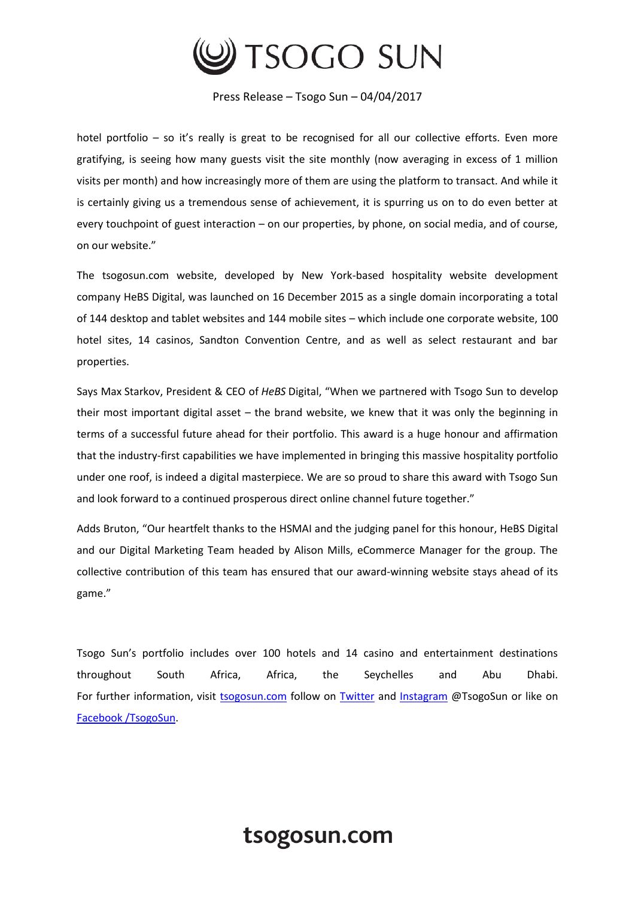hotel portfolio – so it's really is great to be recognised for all our collective efforts. Even more gratifying, is seeing how many guests visit the site monthly (now averaging in excess of 1 million visits per month) and how increasingly more of them are using the platform to transact. And while it is certainly giving us a tremendous sense of achievement, it is spurring us on to do even better at every touchpoint of guest interaction – on our properties, by phone, on social media, and of course, on our website."

The tsogosun.com website, developed by New York-based hospitality website development company HeBS Digital, was launched on 16 December 2015 as a single domain incorporating a total of 144 desktop and tablet websites and 144 mobile sites – which include one corporate website, 100 hotel sites, 14 casinos, Sandton Convention Centre, and as well as select restaurant and bar properties.

Says Max Starkov, President & CEO of *HeBS* Digital, "When we partnered with Tsogo Sun to develop their most important digital asset – the brand website, we knew that it was only the beginning in terms of a successful future ahead for their portfolio. This award is a huge honour and affirmation that the industry-first capabilities we have implemented in bringing this massive hospitality portfolio under one roof, is indeed a digital masterpiece. We are so proud to share this award with Tsogo Sun and look forward to a continued prosperous direct online channel future together."

Adds Bruton, "Our heartfelt thanks to the HSMAI and the judging panel for this honour, HeBS Digital and our Digital Marketing Team headed by Alison Mills, eCommerce Manager for the group. The collective contribution of this team has ensured that our award-winning website stays ahead of its game."

Tsogo Sun's portfolio includes over 100 hotels and 14 casino and entertainment destinations throughout South Africa, Africa, the Seychelles and Abu Dhabi. For further information, visit tsogosun.com follow on Twitter and Instagram @TsogoSun or like on Facebook /TsogoSun.